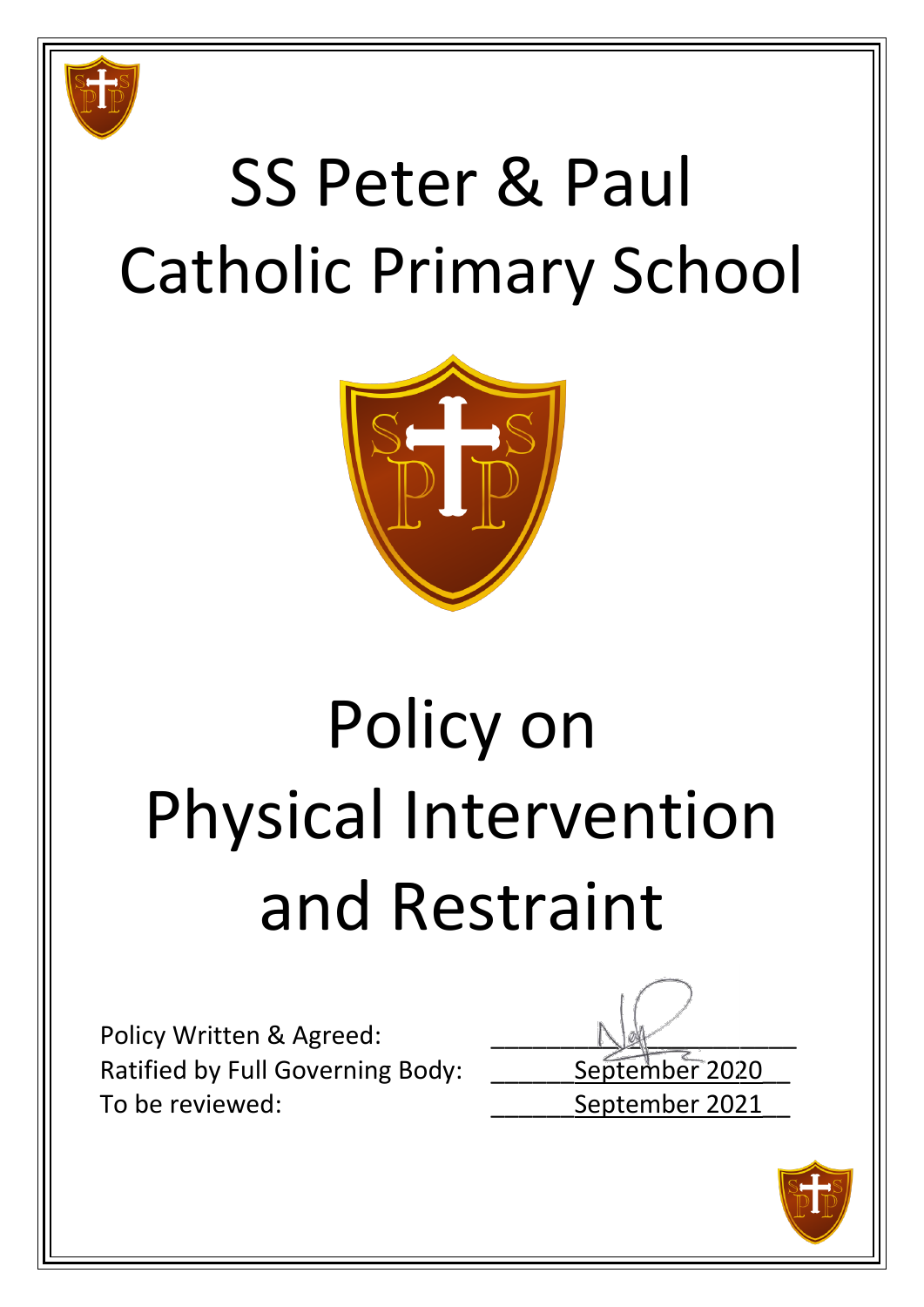# SS Peter & Paul Catholic Primary School

# Policy on Physical Intervention and Restraint

Policy Written & Agreed: ______________________

Ratified by Full Governing Body: September 2020

To be reviewed: September 2021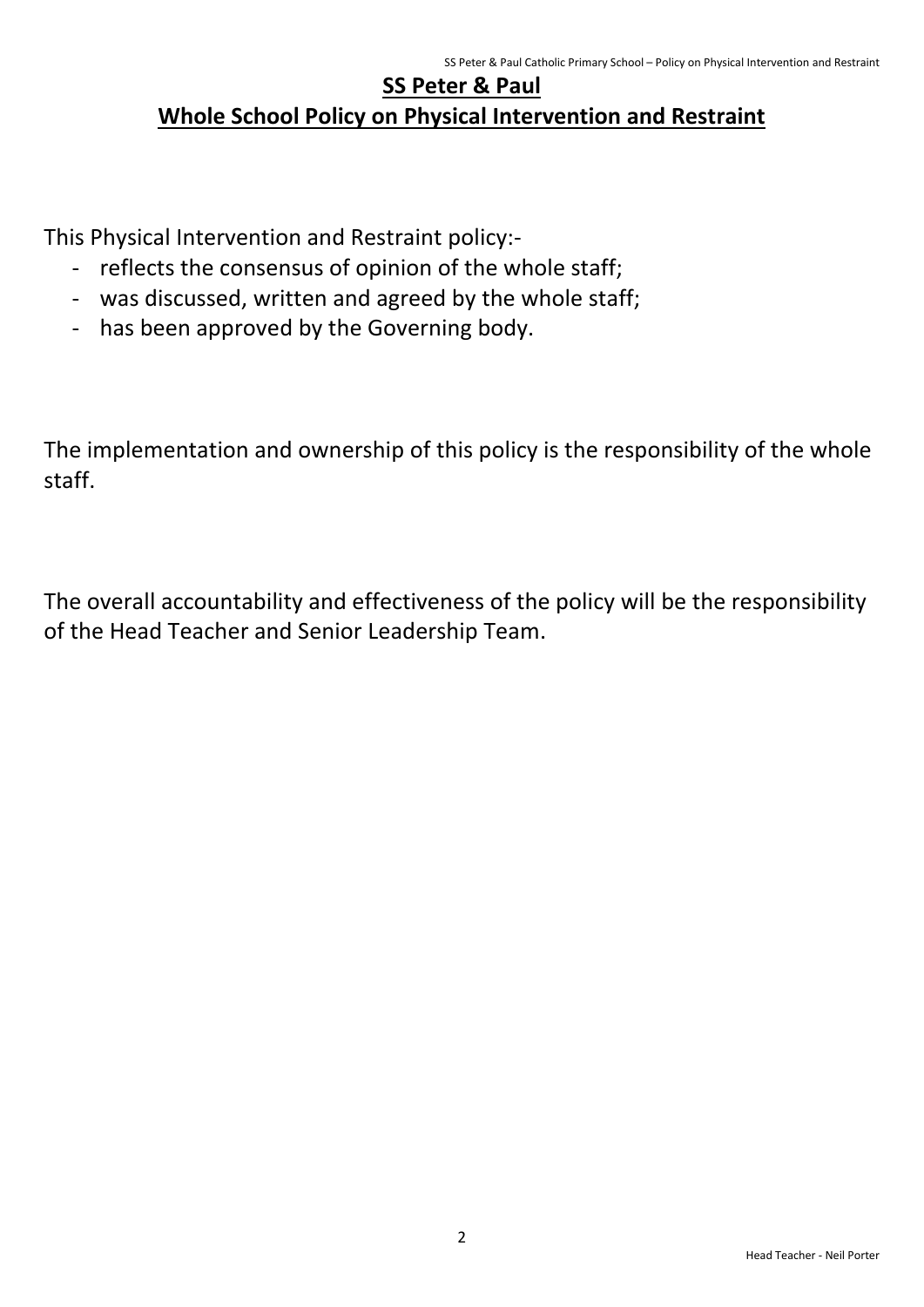# SS Peter & Paul

## Whole School Policy on Physical Intervention and Restraint

This Physical Intervention and Restraint policy:-

- reflects the consensus of opinion of the whole staff;
- was discussed, written and agreed by the whole staff;
- has been approved by the Governing body.

The implementation and ownership of this policy is the responsibility of the whole staff.

The overall accountability and effectiveness of the policy will be the responsibility of the Head Teacher and Senior Leadership Team.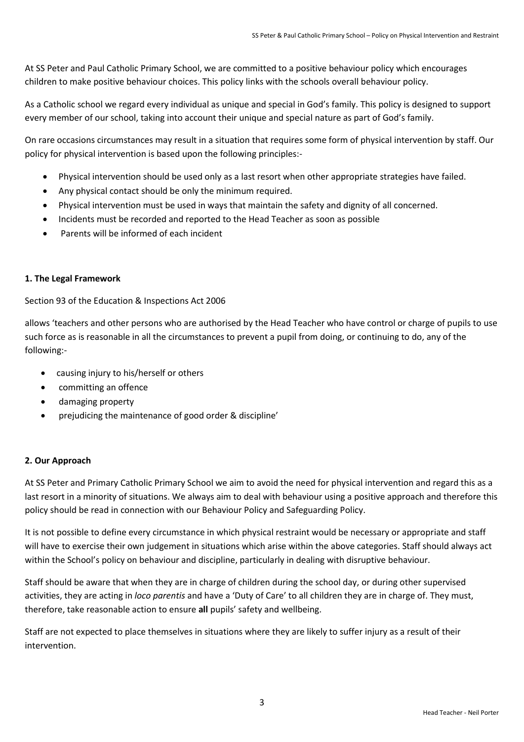At SS Peter and Paul Catholic Primary School, we are committed to a positive behaviour policy which encourages children to make positive behaviour choices. This policy links with the schools overall behaviour policy.

As a Catholic school we regard every individual as unique and special in God's family. This policy is designed to support every member of our school, taking into account their unique and special nature as part of God's family.

On rare occasions circumstances may result in a situation that requires some form of physical intervention by staff. Our policy for physical intervention is based upon the following principles:-

- Physical intervention should be used only as a last resort when other appropriate strategies have failed.
- Any physical contact should be only the minimum required.
- Physical intervention must be used in ways that maintain the safety and dignity of all concerned.
- Incidents must be recorded and reported to the Head Teacher as soon as possible
- Parents will be informed of each incident

**1. The Legal Framework**

Section 93 of the Education & Inspections Act 2006

allows 'teachers and other persons who are authorised by the Head Teacher who have control or charge of pupils to use such force as is reasonable in all the circumstances to prevent a pupil from doing, or continuing to do, any of the following:-

- causing injury to his/herself or others
- committing an offence
- damaging property
- prejudicing the maintenance of good order & discipline'

**2. Our Approach**

At SS Peter and Primary Catholic Primary School we aim to avoid the need for physical intervention and regard this as a last resort in a minority of situations. We always aim to deal with behaviour using a positive approach and therefore this policy should be read in connection with our Behaviour Policy and Safeguarding Policy.

It is not possible to define every circumstance in which physical restraint would be necessary or appropriate and staff will have to exercise their own judgement in situations which arise within the above categories. Staff should always act within the School's policy on behaviour and discipline, particularly in dealing with disruptive behaviour.

Staff should be aware that when they are in charge of children during the school day, or during other supervised activities, they are acting in *loco parentis* and have a 'Duty of Care' to all children they are in charge of. They must, therefore, take reasonable action to ensure **all** pupils' safety and wellbeing.

Staff are not expected to place themselves in situations where they are likely to suffer injury as a result of their intervention.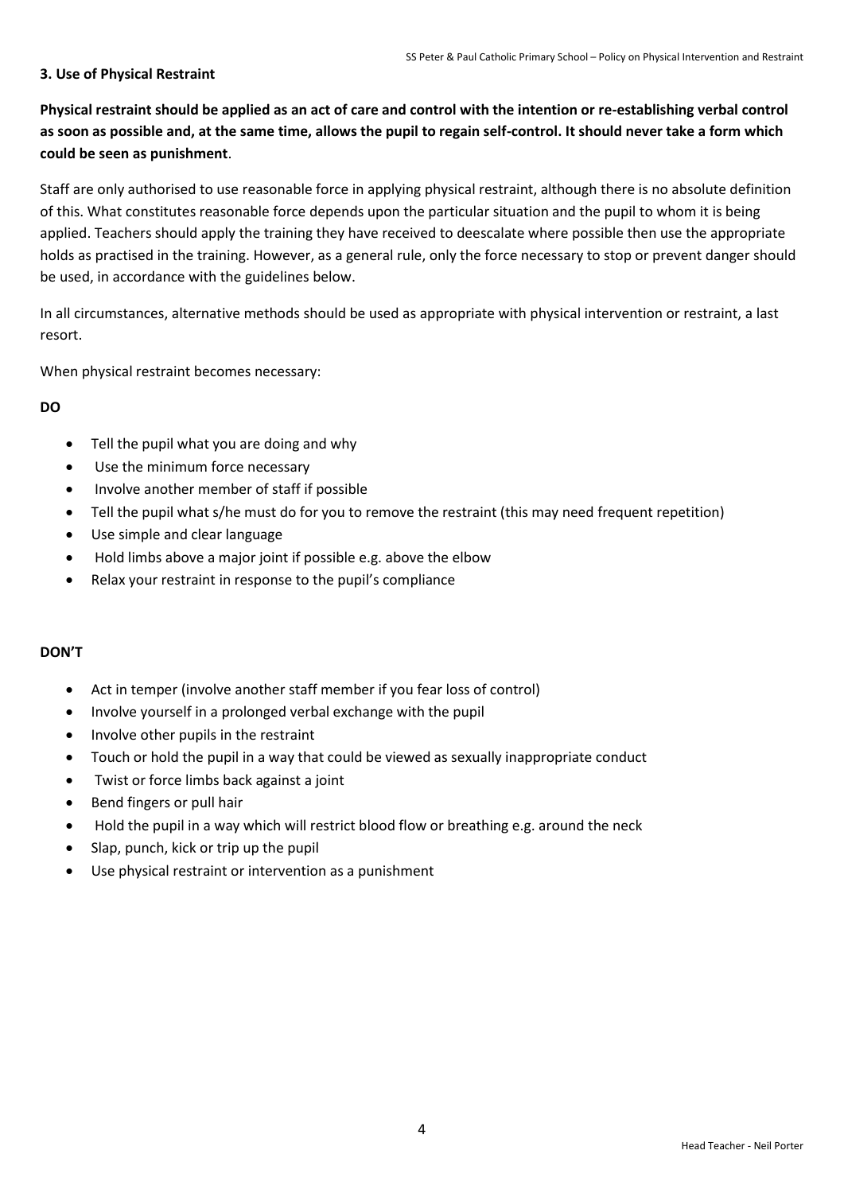### 3. Use of Physical Restraint

**Physical restraint should be applied as an act of care and control with the intention or re-establishing verbal control as soon as possible and, at the same time, allows the pupil to regain self-control. It should never take a form which could be seen as punishment**.

Staff are only authorised to use reasonable force in applying physical restraint, although there is no absolute definition of this. What constitutes reasonable force depends upon the particular situation and the pupil to whom it is being applied. Teachers should apply the training they have received to deescalate where possible then use the appropriate holds as practised in the training. However, as a general rule, only the force necessary to stop or prevent danger should be used, in accordance with the guidelines below.

In all circumstances, alternative methods should be used as appropriate with physical intervention or restraint, a last resort.

When physical restraint becomes necessary:

**DO**

- Tell the pupil what you are doing and why
- Use the minimum force necessary
- Involve another member of staff if possible
- Tell the pupil what s/he must do for you to remove the restraint (this may need frequent repetition)
- Use simple and clear language
- Hold limbs above a major joint if possible e.g. above the elbow
- Relax your restraint in response to the pupil's compliance

**DON'T**

- Act in temper (involve another staff member if you fear loss of control)
- Involve yourself in a prolonged verbal exchange with the pupil
- Involve other pupils in the restraint
- Touch or hold the pupil in a way that could be viewed as sexually inappropriate conduct
- Twist or force limbs back against a joint
- Bend fingers or pull hair
- Hold the pupil in a way which will restrict blood flow or breathing e.g. around the neck
- Slap, punch, kick or trip up the pupil
- Use physical restraint or intervention as a punishment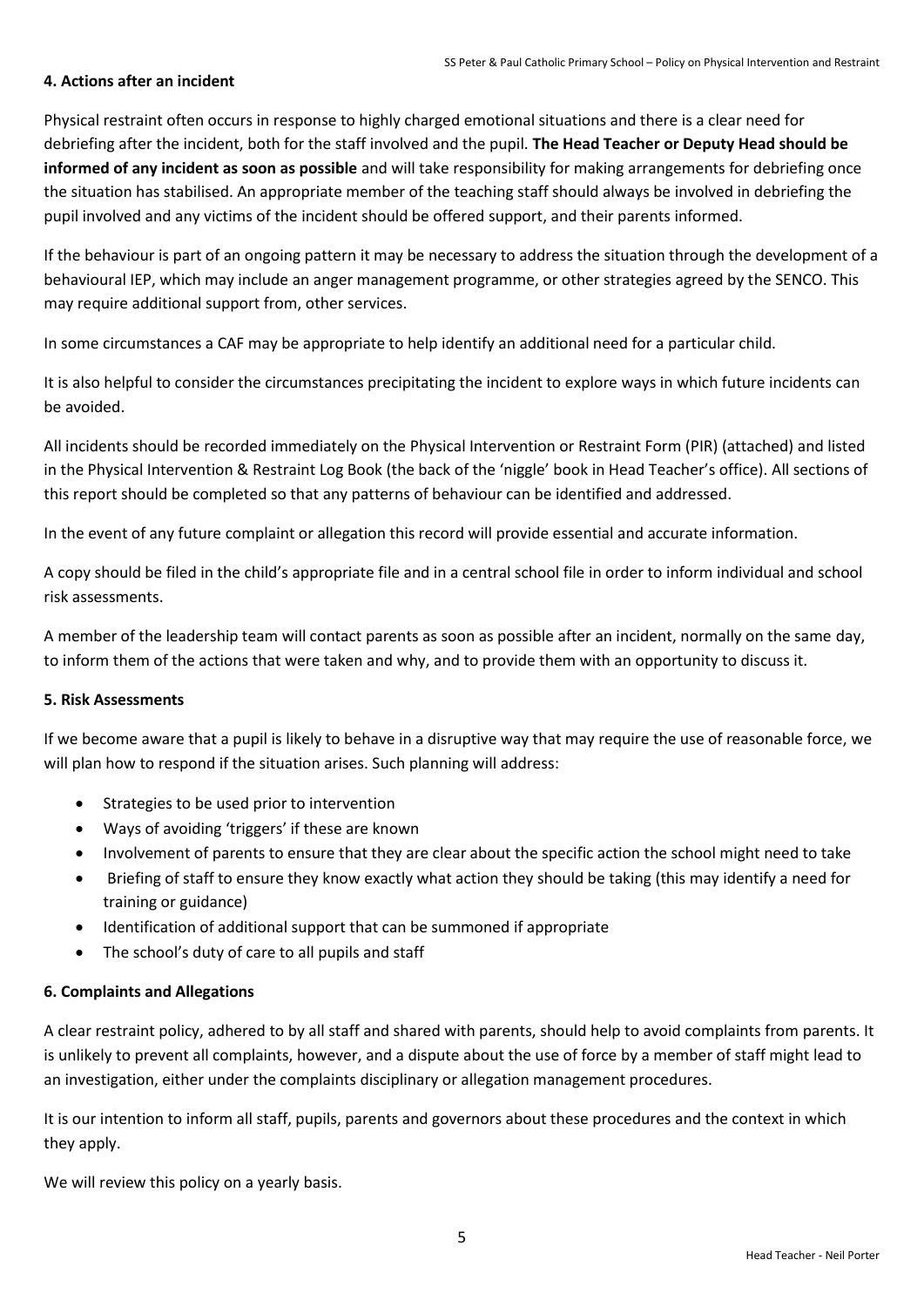**4. Actions after an incident**

Physical restraint often occurs in response to highly charged emotional situations and there is a clear need for debriefing after the incident, both for the staff involved and the pupil. **The Head Teacher or Deputy Head should be informed of any incident as soon as possible** and will take responsibility for making arrangements for debriefing once the situation has stabilised. An appropriate member of the teaching staff should always be involved in debriefing the pupil involved and any victims of the incident should be offered support, and their parents informed.

If the behaviour is part of an ongoing pattern it may be necessary to address the situation through the development of a behavioural IEP, which may include an anger management programme, or other strategies agreed by the SENCO. This may require additional support from, other services.

In some circumstances a CAF may be appropriate to help identify an additional need for a particular child.

It is also helpful to consider the circumstances precipitating the incident to explore ways in which future incidents can be avoided.

All incidents should be recorded immediately on the Physical Intervention or Restraint Form (PIR) (attached) and listed in the Physical Intervention & Restraint Log Book (the back of the 'niggle' book in Head Teacher's office). All sections of this report should be completed so that any patterns of behaviour can be identified and addressed.

In the event of any future complaint or allegation this record will provide essential and accurate information.

A copy should be filed in the child's appropriate file and in a central school file in order to inform individual and school risk assessments.

A member of the leadership team will contact parents as soon as possible after an incident, normally on the same day, to inform them of the actions that were taken and why, and to provide them with an opportunity to discuss it.

**5. Risk Assessments**

If we become aware that a pupil is likely to behave in a disruptive way that may require the use of reasonable force, we will plan how to respond if the situation arises. Such planning will address:

- Strategies to be used prior to intervention
- Ways of avoiding 'triggers' if these are known
- Involvement of parents to ensure that they are clear about the specific action the school might need to take
- Briefing of staff to ensure they know exactly what action they should be taking (this may identify a need for training or guidance)
- Identification of additional support that can be summoned if appropriate
- The school's duty of care to all pupils and staff

**6. Complaints and Allegations**

A clear restraint policy, adhered to by all staff and shared with parents, should help to avoid complaints from parents. It is unlikely to prevent all complaints, however, and a dispute about the use of force by a member of staff might lead to an investigation, either under the complaints disciplinary or allegation management procedures.

It is our intention to inform all staff, pupils, parents and governors about these procedures and the context in which they apply.

We will review this policy on a yearly basis.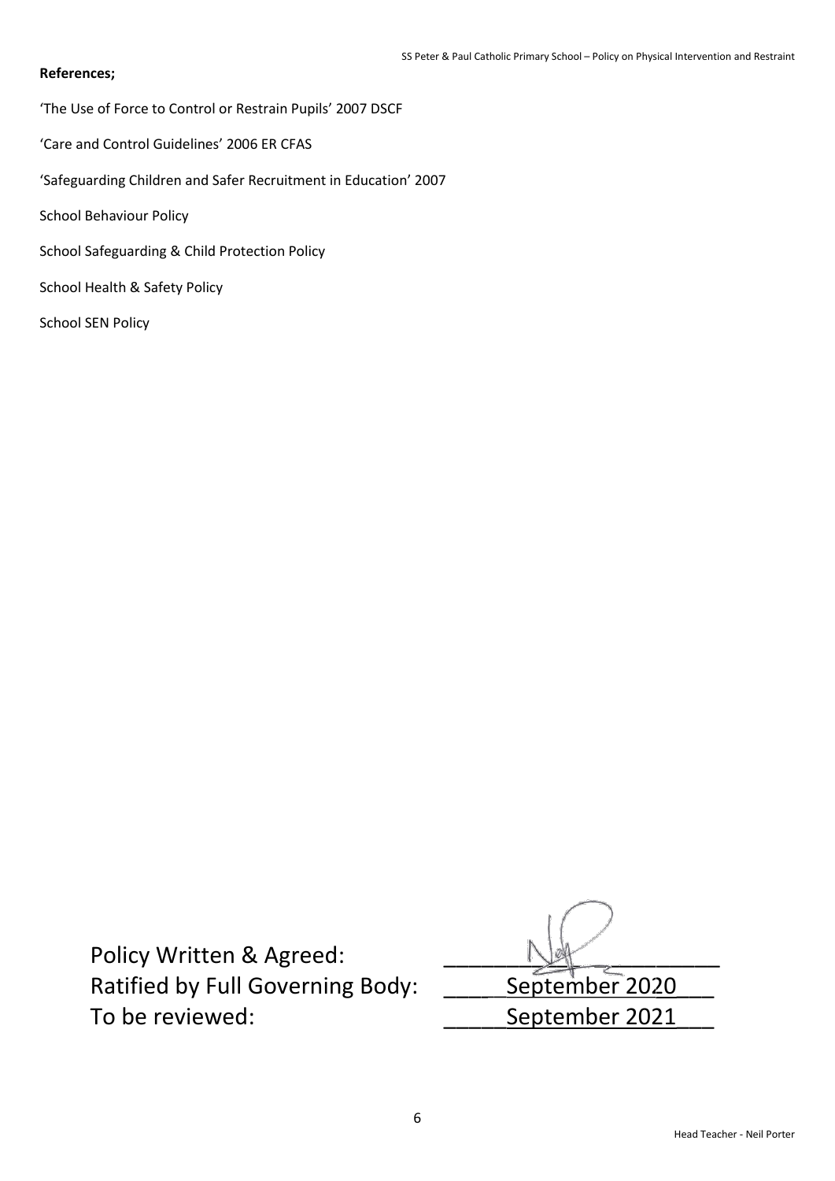**References;**

'The Use of Force to Control or Restrain Pupils' 2007 DSCF

'Care and Control Guidelines' 2006 ER CFAS

'Safeguarding Children and Safer Recruitment in Education' 2007

School Behaviour Policy

School Safeguarding & Child Protection Policy

School Health & Safety Policy

School SEN Policy

| | |
|---|---|
| Policy Written & Agreed: | ____________________ |
| Ratified by Full Governing Body: | September 2020 |
| To be reviewed: | September 2021 |

Head Teacher - Neil Porter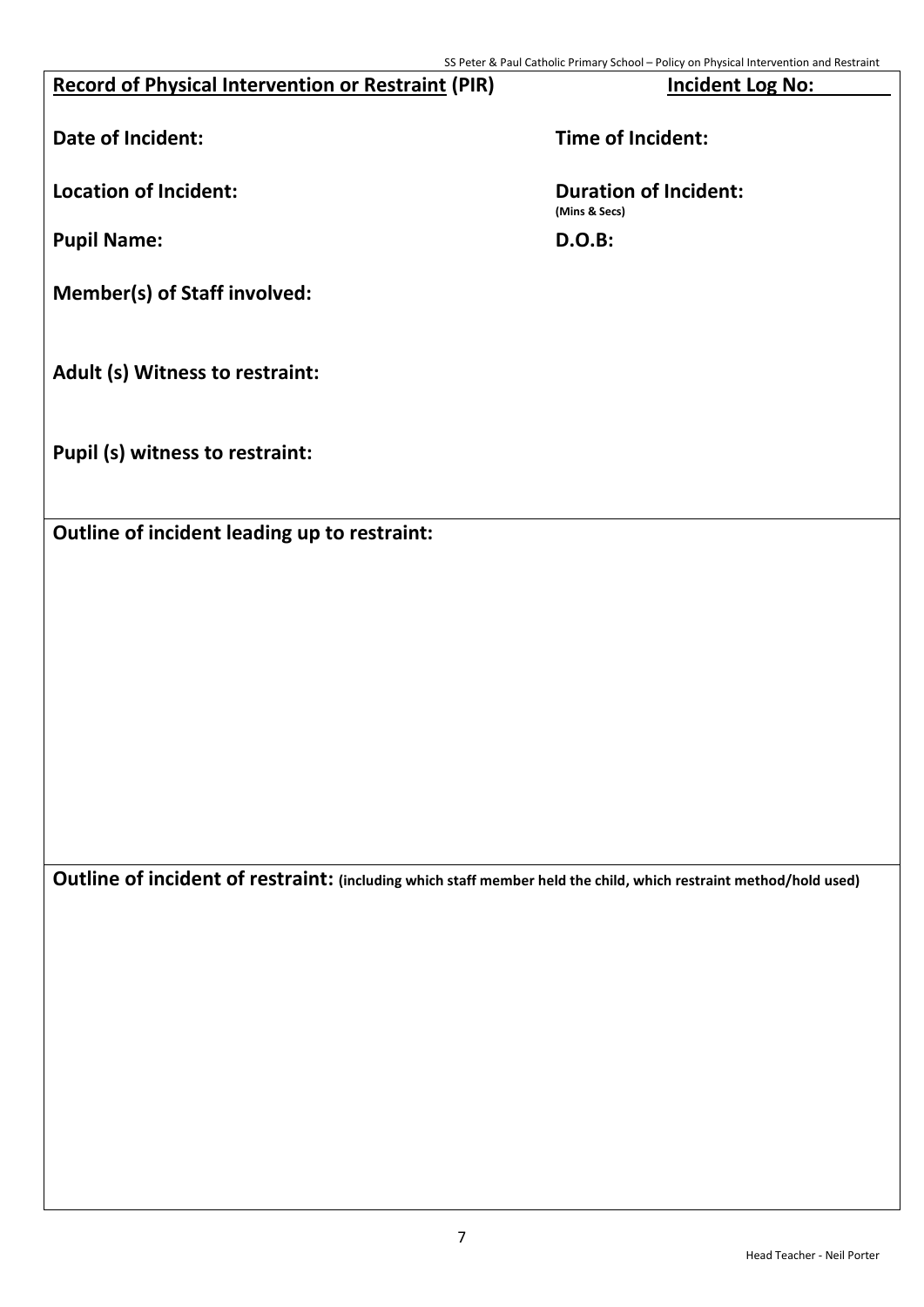**Record of Physical Intervention or Restraint (PIR)** **Incident Log No:**

**Date of Incident:** **Time of Incident:**

**Location of Incident:** **Duration of Incident:** **(Mins & Secs)**

**Pupil Name:** **D.O.B:**

**Member(s) of Staff involved:**

**Adult (s) Witness to restraint:**

**Pupil (s) witness to restraint:**

**Outline of incident leading up to restraint:**

**Outline of incident of restraint:** **(including which staff member held the child, which restraint method/hold used)**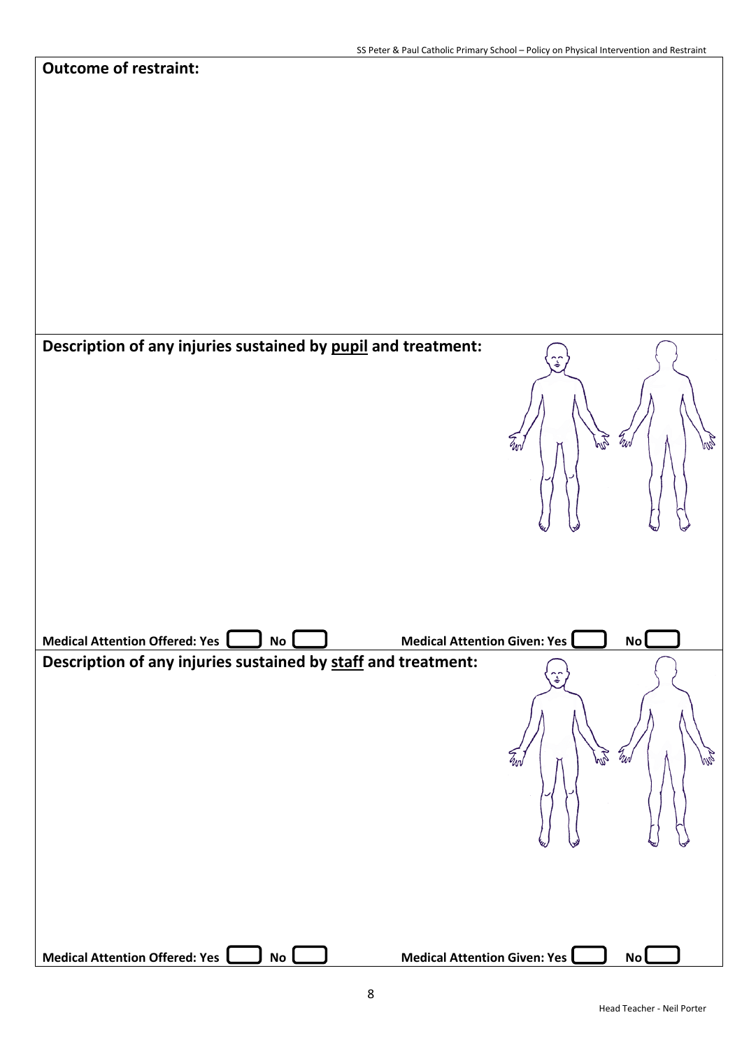**Outcome of restraint:**

**Description of any injuries sustained by pupil and treatment:**

**Medical Attention Offered:** Yes ☐ No ☐ **Medical Attention Given:** Yes ☐ No ☐

**Description of any injuries sustained by staff and treatment:**

**Medical Attention Offered:** Yes ☐ No ☐ **Medical Attention Given:** Yes ☐ No ☐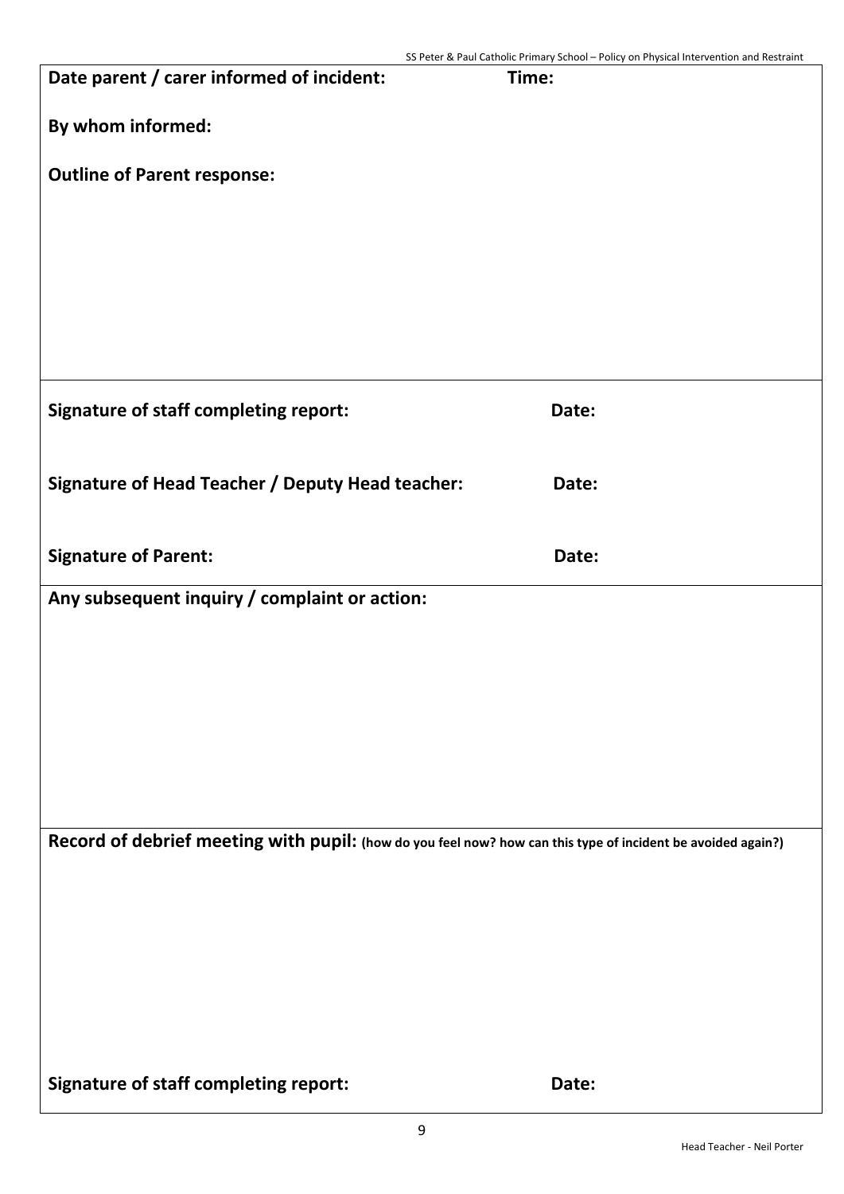**Date parent / carer informed of incident:** **Time:**

**By whom informed:**

**Outline of Parent response:**

**Signature of staff completing report:** **Date:**

**Signature of Head Teacher / Deputy Head teacher:** **Date:**

**Signature of Parent:** **Date:**

**Any subsequent inquiry / complaint or action:**

**Record of debrief meeting with pupil:** **(how do you feel now? how can this type of incident be avoided again?)**

**Signature of staff completing report:** **Date:**